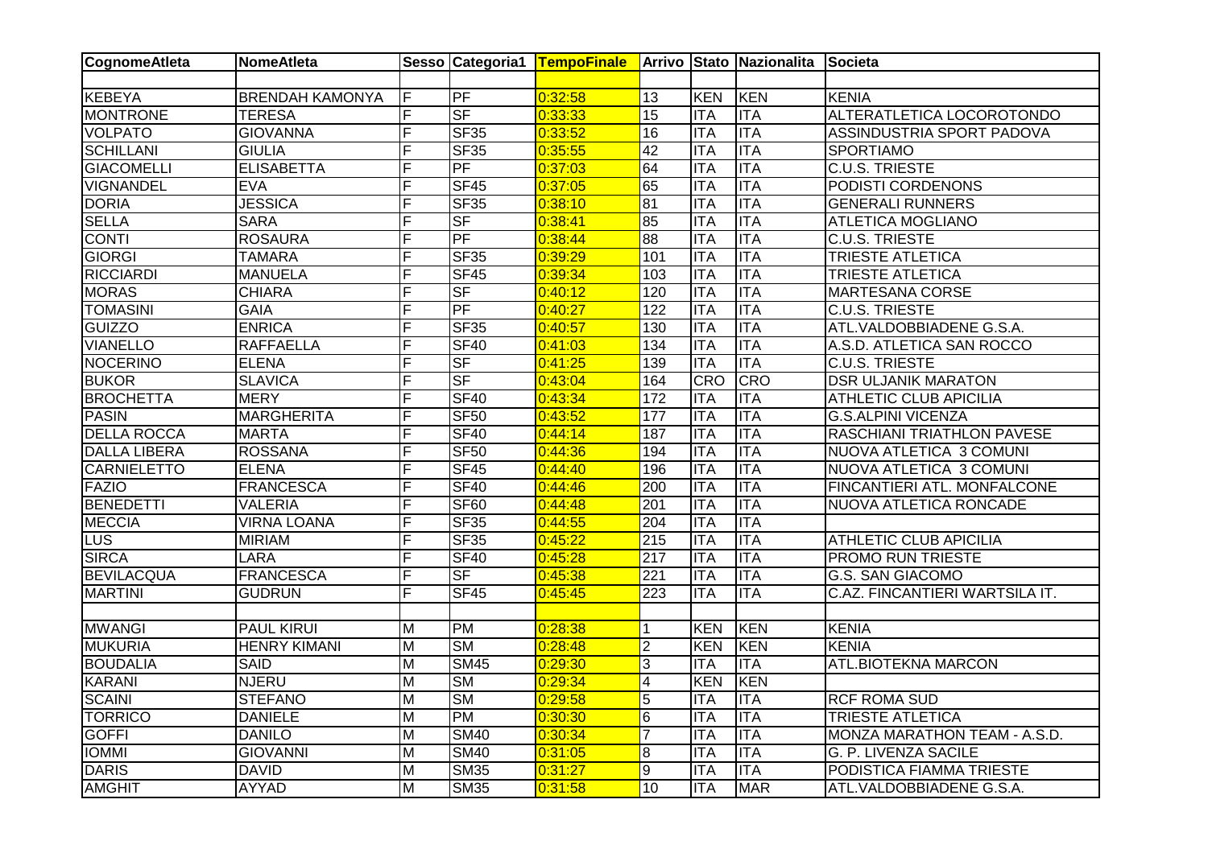| CognomeAtleta | NomeAtleta | Sesso | Categoria1 | TempoFinale | Arrivo | Stato | Nazionalita | Societa |
|---|---|---|---|---|---|---|---|---|
| | | | | | | | | |
| KEBEYA | BRENDAH KAMONYA | F | PF | 0:32:58 | 13 | KEN | KEN | KENIA |
| MONTRONE | TERESA | F | SF | 0:33:33 | 15 | ITA | ITA | ALTERATLETICA LOCOROTONDO |
| VOLPATO | GIOVANNA | F | SF35 | 0:33:52 | 16 | ITA | ITA | ASSINDUSTRIA SPORT PADOVA |
| SCHILLANI | GIULIA | F | SF35 | 0:35:55 | 42 | ITA | ITA | SPORTIAMO |
| GIACOMELLI | ELISABETTA | F | PF | 0:37:03 | 64 | ITA | ITA | C.U.S. TRIESTE |
| VIGNANDEL | EVA | F | SF45 | 0:37:05 | 65 | ITA | ITA | PODISTI CORDENONS |
| DORIA | JESSICA | F | SF35 | 0:38:10 | 81 | ITA | ITA | GENERALI RUNNERS |
| SELLA | SARA | F | SF | 0:38:41 | 85 | ITA | ITA | ATLETICA MOGLIANO |
| CONTI | ROSAURA | F | PF | 0:38:44 | 88 | ITA | ITA | C.U.S. TRIESTE |
| GIORGI | TAMARA | F | SF35 | 0:39:29 | 101 | ITA | ITA | TRIESTE ATLETICA |
| RICCIARDI | MANUELA | F | SF45 | 0:39:34 | 103 | ITA | ITA | TRIESTE ATLETICA |
| MORAS | CHIARA | F | SF | 0:40:12 | 120 | ITA | ITA | MARTESANA CORSE |
| TOMASINI | GAIA | F | PF | 0:40:27 | 122 | ITA | ITA | C.U.S. TRIESTE |
| GUIZZO | ENRICA | F | SF35 | 0:40:57 | 130 | ITA | ITA | ATL.VALDOBBIADENE G.S.A. |
| VIANELLO | RAFFAELLA | F | SF40 | 0:41:03 | 134 | ITA | ITA | A.S.D. ATLETICA SAN ROCCO |
| NOCERINO | ELENA | F | SF | 0:41:25 | 139 | ITA | ITA | C.U.S. TRIESTE |
| BUKOR | SLAVICA | F | SF | 0:43:04 | 164 | CRO | CRO | DSR ULJANIK MARATON |
| BROCHETTA | MERY | F | SF40 | 0:43:34 | 172 | ITA | ITA | ATHLETIC CLUB APICILIA |
| PASIN | MARGHERITA | F | SF50 | 0:43:52 | 177 | ITA | ITA | G.S.ALPINI VICENZA |
| DELLA ROCCA | MARTA | F | SF40 | 0:44:14 | 187 | ITA | ITA | RASCHIANI TRIATHLON PAVESE |
| DALLA LIBERA | ROSSANA | F | SF50 | 0:44:36 | 194 | ITA | ITA | NUOVA ATLETICA 3 COMUNI |
| CARNIELETTO | ELENA | F | SF45 | 0:44:40 | 196 | ITA | ITA | NUOVA ATLETICA 3 COMUNI |
| FAZIO | FRANCESCA | F | SF40 | 0:44:46 | 200 | ITA | ITA | FINCANTIERI ATL. MONFALCONE |
| BENEDETTI | VALERIA | F | SF60 | 0:44:48 | 201 | ITA | ITA | NUOVA ATLETICA RONCADE |
| MECCIA | VIRNA LOANA | F | SF35 | 0:44:55 | 204 | ITA | ITA | |
| LUS | MIRIAM | F | SF35 | 0:45:22 | 215 | ITA | ITA | ATHLETIC CLUB APICILIA |
| SIRCA | LARA | F | SF40 | 0:45:28 | 217 | ITA | ITA | PROMO RUN TRIESTE |
| BEVILACQUA | FRANCESCA | F | SF | 0:45:38 | 221 | ITA | ITA | G.S. SAN GIACOMO |
| MARTINI | GUDRUN | F | SF45 | 0:45:45 | 223 | ITA | ITA | C.AZ. FINCANTIERI WARTSILA IT. |
| | | | | | | | | |
| MWANGI | PAUL KIRUI | M | PM | 0:28:38 | 1 | KEN | KEN | KENIA |
| MUKURIA | HENRY KIMANI | M | SM | 0:28:48 | 2 | KEN | KEN | KENIA |
| BOUDALIA | SAID | M | SM45 | 0:29:30 | 3 | ITA | ITA | ATL.BIOTEKNA MARCON |
| KARANI | NJERU | M | SM | 0:29:34 | 4 | KEN | KEN | |
| SCAINI | STEFANO | M | SM | 0:29:58 | 5 | ITA | ITA | RCF ROMA SUD |
| TORRICO | DANIELE | M | PM | 0:30:30 | 6 | ITA | ITA | TRIESTE ATLETICA |
| GOFFI | DANILO | M | SM40 | 0:30:34 | 7 | ITA | ITA | MONZA MARATHON TEAM - A.S.D. |
| IOMMI | GIOVANNI | M | SM40 | 0:31:05 | 8 | ITA | ITA | G. P. LIVENZA SACILE |
| DARIS | DAVID | M | SM35 | 0:31:27 | 9 | ITA | ITA | PODISTICA FIAMMA TRIESTE |
| AMGHIT | AYYAD | M | SM35 | 0:31:58 | 10 | ITA | MAR | ATL.VALDOBBIADENE G.S.A. |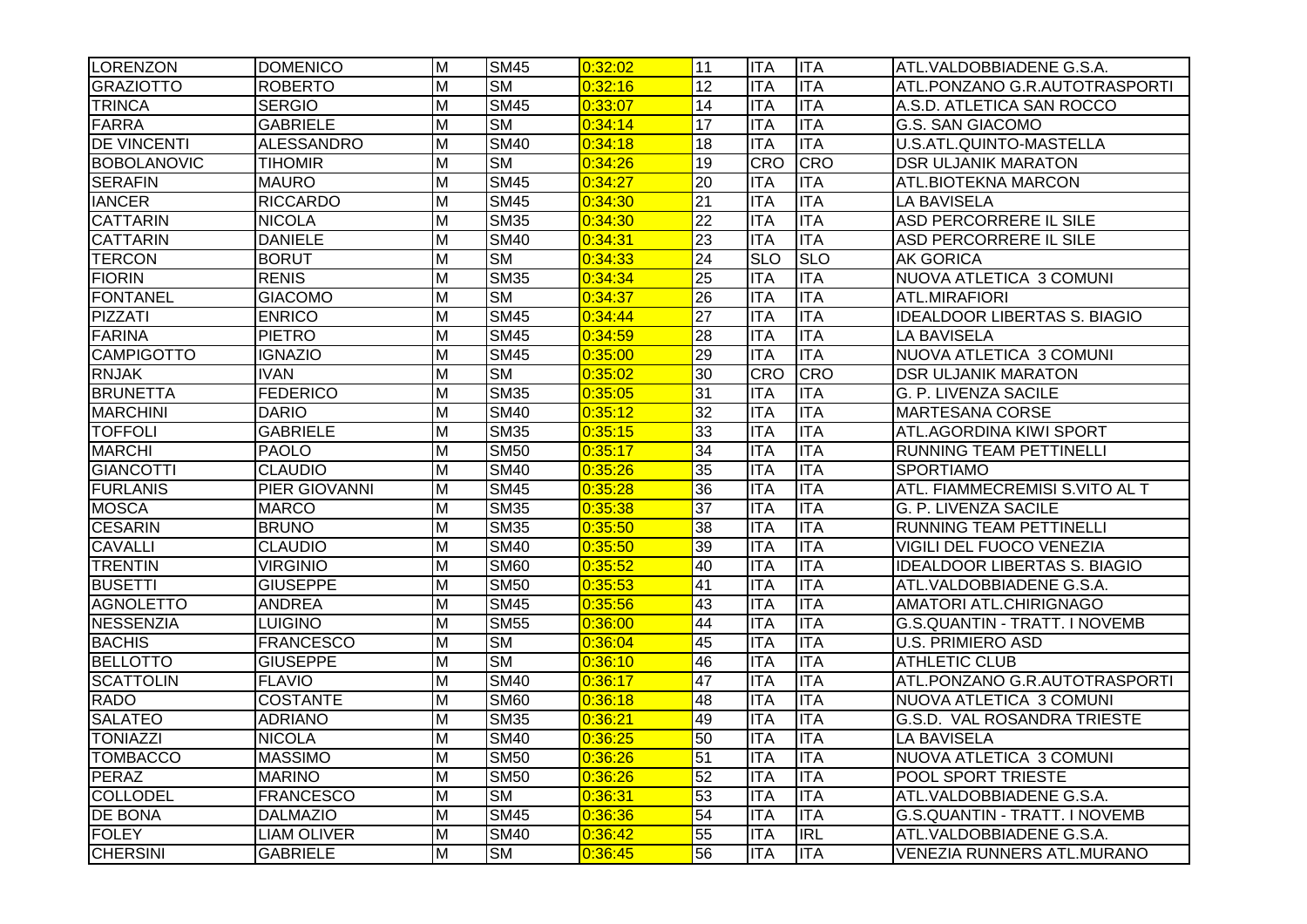| LORENZON | DOMENICO | M | SM45 | 0:32:02 | 11 | ITA | ITA | ATL.VALDOBBIADENE G.S.A. |
|---|---|---|---|---|---|---|---|---|
| GRAZIOTTO | ROBERTO | M | SM | 0:32:16 | 12 | ITA | ITA | ATL.PONZANO G.R.AUTOTRASPORTI |
| TRINCA | SERGIO | M | SM45 | 0:33:07 | 14 | ITA | ITA | A.S.D. ATLETICA SAN ROCCO |
| FARRA | GABRIELE | M | SM | 0:34:14 | 17 | ITA | ITA | G.S. SAN GIACOMO |
| DE VINCENTI | ALESSANDRO | M | SM40 | 0:34:18 | 18 | ITA | ITA | U.S.ATL.QUINTO-MASTELLA |
| BOBOLANOVIC | TIHOMIR | M | SM | 0:34:26 | 19 | CRO | CRO | DSR ULJANIK MARATON |
| SERAFIN | MAURO | M | SM45 | 0:34:27 | 20 | ITA | ITA | ATL.BIOTEKNA MARCON |
| IANCER | RICCARDO | M | SM45 | 0:34:30 | 21 | ITA | ITA | LA BAVISELA |
| CATTARIN | NICOLA | M | SM35 | 0:34:30 | 22 | ITA | ITA | ASD PERCORRERE IL SILE |
| CATTARIN | DANIELE | M | SM40 | 0:34:31 | 23 | ITA | ITA | ASD PERCORRERE IL SILE |
| TERCON | BORUT | M | SM | 0:34:33 | 24 | SLO | SLO | AK GORICA |
| FIORIN | RENIS | M | SM35 | 0:34:34 | 25 | ITA | ITA | NUOVA ATLETICA 3 COMUNI |
| FONTANEL | GIACOMO | M | SM | 0:34:37 | 26 | ITA | ITA | ATL.MIRAFIORI |
| PIZZATI | ENRICO | M | SM45 | 0:34:44 | 27 | ITA | ITA | IDEALDOOR LIBERTAS S. BIAGIO |
| FARINA | PIETRO | M | SM45 | 0:34:59 | 28 | ITA | ITA | LA BAVISELA |
| CAMPIGOTTO | IGNAZIO | M | SM45 | 0:35:00 | 29 | ITA | ITA | NUOVA ATLETICA 3 COMUNI |
| RNJAK | IVAN | M | SM | 0:35:02 | 30 | CRO | CRO | DSR ULJANIK MARATON |
| BRUNETTA | FEDERICO | M | SM35 | 0:35:05 | 31 | ITA | ITA | G. P. LIVENZA SACILE |
| MARCHINI | DARIO | M | SM40 | 0:35:12 | 32 | ITA | ITA | MARTESANA CORSE |
| TOFFOLI | GABRIELE | M | SM35 | 0:35:15 | 33 | ITA | ITA | ATL.AGORDINA KIWI SPORT |
| MARCHI | PAOLO | M | SM50 | 0:35:17 | 34 | ITA | ITA | RUNNING TEAM PETTINELLI |
| GIANCOTTI | CLAUDIO | M | SM40 | 0:35:26 | 35 | ITA | ITA | SPORTIAMO |
| FURLANIS | PIER GIOVANNI | M | SM45 | 0:35:28 | 36 | ITA | ITA | ATL. FIAMMECREMISI S.VITO AL T |
| MOSCA | MARCO | M | SM35 | 0:35:38 | 37 | ITA | ITA | G. P. LIVENZA SACILE |
| CESARIN | BRUNO | M | SM35 | 0:35:50 | 38 | ITA | ITA | RUNNING TEAM PETTINELLI |
| CAVALLI | CLAUDIO | M | SM40 | 0:35:50 | 39 | ITA | ITA | VIGILI DEL FUOCO VENEZIA |
| TRENTIN | VIRGINIO | M | SM60 | 0:35:52 | 40 | ITA | ITA | IDEALDOOR LIBERTAS S. BIAGIO |
| BUSETTI | GIUSEPPE | M | SM50 | 0:35:53 | 41 | ITA | ITA | ATL.VALDOBBIADENE G.S.A. |
| AGNOLETTO | ANDREA | M | SM45 | 0:35:56 | 43 | ITA | ITA | AMATORI ATL.CHIRIGNAGO |
| NESSENZIA | LUIGINO | M | SM55 | 0:36:00 | 44 | ITA | ITA | G.S.QUANTIN - TRATT. I NOVEMB |
| BACHIS | FRANCESCO | M | SM | 0:36:04 | 45 | ITA | ITA | U.S. PRIMIERO ASD |
| BELLOTTO | GIUSEPPE | M | SM | 0:36:10 | 46 | ITA | ITA | ATHLETIC CLUB |
| SCATTOLIN | FLAVIO | M | SM40 | 0:36:17 | 47 | ITA | ITA | ATL.PONZANO G.R.AUTOTRASPORTI |
| RADO | COSTANTE | M | SM60 | 0:36:18 | 48 | ITA | ITA | NUOVA ATLETICA 3 COMUNI |
| SALATEO | ADRIANO | M | SM35 | 0:36:21 | 49 | ITA | ITA | G.S.D. VAL ROSANDRA TRIESTE |
| TONIAZZI | NICOLA | M | SM40 | 0:36:25 | 50 | ITA | ITA | LA BAVISELA |
| TOMBACCO | MASSIMO | M | SM50 | 0:36:26 | 51 | ITA | ITA | NUOVA ATLETICA 3 COMUNI |
| PERAZ | MARINO | M | SM50 | 0:36:26 | 52 | ITA | ITA | POOL SPORT TRIESTE |
| COLLODEL | FRANCESCO | M | SM | 0:36:31 | 53 | ITA | ITA | ATL.VALDOBBIADENE G.S.A. |
| DE BONA | DALMAZIO | M | SM45 | 0:36:36 | 54 | ITA | ITA | G.S.QUANTIN - TRATT. I NOVEMB |
| FOLEY | LIAM OLIVER | M | SM40 | 0:36:42 | 55 | ITA | IRL | ATL.VALDOBBIADENE G.S.A. |
| CHERSINI | GABRIELE | M | SM | 0:36:45 | 56 | ITA | ITA | VENEZIA RUNNERS ATL.MURANO |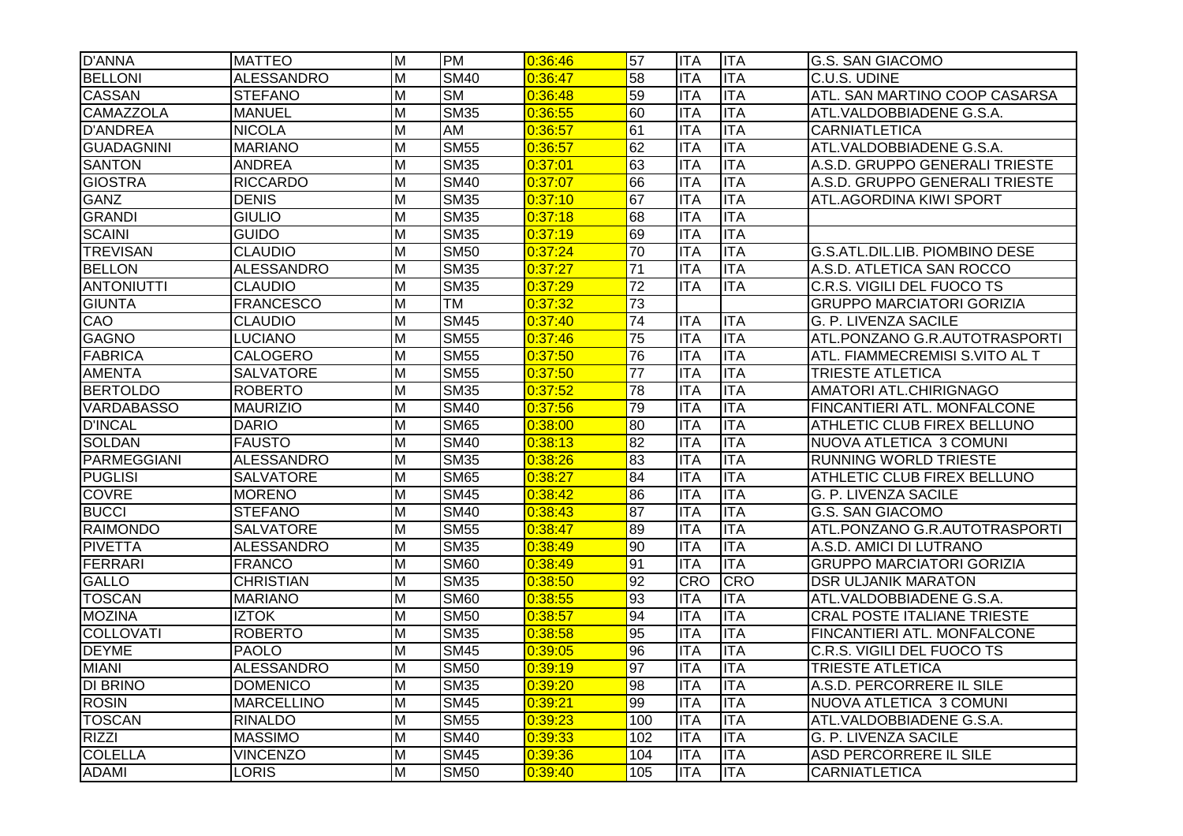| D'ANNA | MATTEO | M | PM | 0:36:46 | 57 | ITA | ITA | G.S. SAN GIACOMO |
|---|---|---|---|---|---|---|---|---|
| BELLONI | ALESSANDRO | M | SM40 | 0:36:47 | 58 | ITA | ITA | C.U.S. UDINE |
| CASSAN | STEFANO | M | SM | 0:36:48 | 59 | ITA | ITA | ATL. SAN MARTINO COOP CASARSA |
| CAMAZZOLA | MANUEL | M | SM35 | 0:36:55 | 60 | ITA | ITA | ATL.VALDOBBIADENE G.S.A. |
| D'ANDREA | NICOLA | M | AM | 0:36:57 | 61 | ITA | ITA | CARNIATLETICA |
| GUADAGNINI | MARIANO | M | SM55 | 0:36:57 | 62 | ITA | ITA | ATL.VALDOBBIADENE G.S.A. |
| SANTON | ANDREA | M | SM35 | 0:37:01 | 63 | ITA | ITA | A.S.D. GRUPPO GENERALI TRIESTE |
| GIOSTRA | RICCARDO | M | SM40 | 0:37:07 | 66 | ITA | ITA | A.S.D. GRUPPO GENERALI TRIESTE |
| GANZ | DENIS | M | SM35 | 0:37:10 | 67 | ITA | ITA | ATL.AGORDINA KIWI SPORT |
| GRANDI | GIULIO | M | SM35 | 0:37:18 | 68 | ITA | ITA | |
| SCAINI | GUIDO | M | SM35 | 0:37:19 | 69 | ITA | ITA | |
| TREVISAN | CLAUDIO | M | SM50 | 0:37:24 | 70 | ITA | ITA | G.S.ATL.DIL.LIB. PIOMBINO DESE |
| BELLON | ALESSANDRO | M | SM35 | 0:37:27 | 71 | ITA | ITA | A.S.D. ATLETICA SAN ROCCO |
| ANTONIUTTI | CLAUDIO | M | SM35 | 0:37:29 | 72 | ITA | ITA | C.R.S. VIGILI DEL FUOCO TS |
| GIUNTA | FRANCESCO | M | TM | 0:37:32 | 73 | | | GRUPPO MARCIATORI GORIZIA |
| CAO | CLAUDIO | M | SM45 | 0:37:40 | 74 | ITA | ITA | G. P. LIVENZA SACILE |
| GAGNO | LUCIANO | M | SM55 | 0:37:46 | 75 | ITA | ITA | ATL.PONZANO G.R.AUTOTRASPORTI |
| FABRICA | CALOGERO | M | SM55 | 0:37:50 | 76 | ITA | ITA | ATL. FIAMMECREMISI S.VITO AL T |
| AMENTA | SALVATORE | M | SM55 | 0:37:50 | 77 | ITA | ITA | TRIESTE ATLETICA |
| BERTOLDO | ROBERTO | M | SM35 | 0:37:52 | 78 | ITA | ITA | AMATORI ATL.CHIRIGNAGO |
| VARDABASSO | MAURIZIO | M | SM40 | 0:37:56 | 79 | ITA | ITA | FINCANTIERI ATL. MONFALCONE |
| D'INCAL | DARIO | M | SM65 | 0:38:00 | 80 | ITA | ITA | ATHLETIC CLUB FIREX BELLUNO |
| SOLDAN | FAUSTO | M | SM40 | 0:38:13 | 82 | ITA | ITA | NUOVA ATLETICA 3 COMUNI |
| PARMEGGIANI | ALESSANDRO | M | SM35 | 0:38:26 | 83 | ITA | ITA | RUNNING WORLD TRIESTE |
| PUGLISI | SALVATORE | M | SM65 | 0:38:27 | 84 | ITA | ITA | ATHLETIC CLUB FIREX BELLUNO |
| COVRE | MORENO | M | SM45 | 0:38:42 | 86 | ITA | ITA | G. P. LIVENZA SACILE |
| BUCCI | STEFANO | M | SM40 | 0:38:43 | 87 | ITA | ITA | G.S. SAN GIACOMO |
| RAIMONDO | SALVATORE | M | SM55 | 0:38:47 | 89 | ITA | ITA | ATL.PONZANO G.R.AUTOTRASPORTI |
| PIVETTA | ALESSANDRO | M | SM35 | 0:38:49 | 90 | ITA | ITA | A.S.D. AMICI DI LUTRANO |
| FERRARI | FRANCO | M | SM60 | 0:38:49 | 91 | ITA | ITA | GRUPPO MARCIATORI GORIZIA |
| GALLO | CHRISTIAN | M | SM35 | 0:38:50 | 92 | CRO | CRO | DSR ULJANIK MARATON |
| TOSCAN | MARIANO | M | SM60 | 0:38:55 | 93 | ITA | ITA | ATL.VALDOBBIADENE G.S.A. |
| MOZINA | IZTOK | M | SM50 | 0:38:57 | 94 | ITA | ITA | CRAL POSTE ITALIANE TRIESTE |
| COLLOVATI | ROBERTO | M | SM35 | 0:38:58 | 95 | ITA | ITA | FINCANTIERI ATL. MONFALCONE |
| DEYME | PAOLO | M | SM45 | 0:39:05 | 96 | ITA | ITA | C.R.S. VIGILI DEL FUOCO TS |
| MIANI | ALESSANDRO | M | SM50 | 0:39:19 | 97 | ITA | ITA | TRIESTE ATLETICA |
| DI BRINO | DOMENICO | M | SM35 | 0:39:20 | 98 | ITA | ITA | A.S.D. PERCORRERE IL SILE |
| ROSIN | MARCELLINO | M | SM45 | 0:39:21 | 99 | ITA | ITA | NUOVA ATLETICA 3 COMUNI |
| TOSCAN | RINALDO | M | SM55 | 0:39:23 | 100 | ITA | ITA | ATL.VALDOBBIADENE G.S.A. |
| RIZZI | MASSIMO | M | SM40 | 0:39:33 | 102 | ITA | ITA | G. P. LIVENZA SACILE |
| COLELLA | VINCENZO | M | SM45 | 0:39:36 | 104 | ITA | ITA | ASD PERCORRERE IL SILE |
| ADAMI | LORIS | M | SM50 | 0:39:40 | 105 | ITA | ITA | CARNIATLETICA |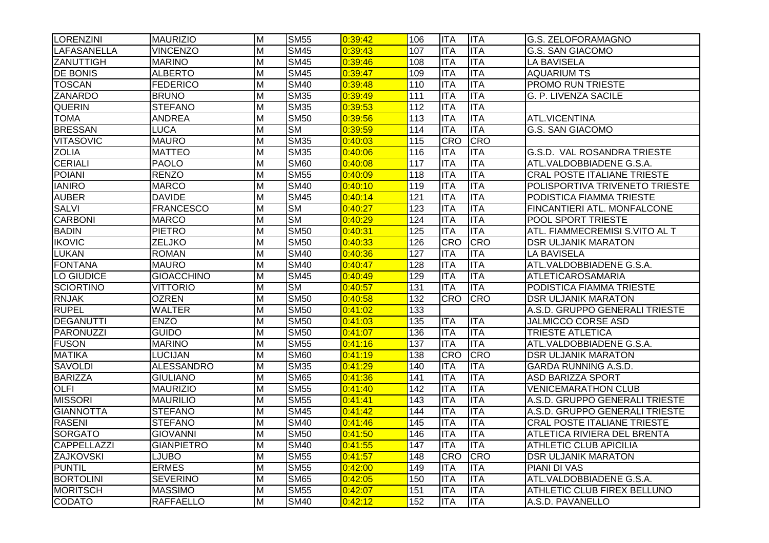| | | | | | | | | |
|---|---|---|---|---|---|---|---|---|
| LORENZINI | MAURIZIO | M | SM55 | 0:39:42 | 106 | ITA | ITA | G.S. ZELOFORAMAGNO |
| LAFASANELLA | VINCENZO | M | SM45 | 0:39:43 | 107 | ITA | ITA | G.S. SAN GIACOMO |
| ZANUTTIGH | MARINO | M | SM45 | 0:39:46 | 108 | ITA | ITA | LA BAVISELA |
| DE BONIS | ALBERTO | M | SM45 | 0:39:47 | 109 | ITA | ITA | AQUARIUM TS |
| TOSCAN | FEDERICO | M | SM40 | 0:39:48 | 110 | ITA | ITA | PROMO RUN TRIESTE |
| ZANARDO | BRUNO | M | SM35 | 0:39:49 | 111 | ITA | ITA | G. P. LIVENZA SACILE |
| QUERIN | STEFANO | M | SM35 | 0:39:53 | 112 | ITA | ITA | |
| TOMA | ANDREA | M | SM50 | 0:39:56 | 113 | ITA | ITA | ATL.VICENTINA |
| BRESSAN | LUCA | M | SM | 0:39:59 | 114 | ITA | ITA | G.S. SAN GIACOMO |
| VITASOVIC | MAURO | M | SM35 | 0:40:03 | 115 | CRO | CRO | |
| ZOLIA | MATTEO | M | SM35 | 0:40:06 | 116 | ITA | ITA | G.S.D. VAL ROSANDRA TRIESTE |
| CERIALI | PAOLO | M | SM60 | 0:40:08 | 117 | ITA | ITA | ATL.VALDOBBIADENE G.S.A. |
| POIANI | RENZO | M | SM55 | 0:40:09 | 118 | ITA | ITA | CRAL POSTE ITALIANE TRIESTE |
| IANIRO | MARCO | M | SM40 | 0:40:10 | 119 | ITA | ITA | POLISPORTIVA TRIVENETO TRIESTE |
| AUBER | DAVIDE | M | SM45 | 0:40:14 | 121 | ITA | ITA | PODISTICA FIAMMA TRIESTE |
| SALVI | FRANCESCO | M | SM | 0:40:27 | 123 | ITA | ITA | FINCANTIERI ATL. MONFALCONE |
| CARBONI | MARCO | M | SM | 0:40:29 | 124 | ITA | ITA | POOL SPORT TRIESTE |
| BADIN | PIETRO | M | SM50 | 0:40:31 | 125 | ITA | ITA | ATL. FIAMMECREMISI S.VITO AL T |
| IKOVIC | ZELJKO | M | SM50 | 0:40:33 | 126 | CRO | CRO | DSR ULJANIK MARATON |
| LUKAN | ROMAN | M | SM40 | 0:40:36 | 127 | ITA | ITA | LA BAVISELA |
| FONTANA | MAURO | M | SM40 | 0:40:47 | 128 | ITA | ITA | ATL.VALDOBBIADENE G.S.A. |
| LO GIUDICE | GIOACCHINO | M | SM45 | 0:40:49 | 129 | ITA | ITA | ATLETICAROSAMARIA |
| SCIORTINO | VITTORIO | M | SM | 0:40:57 | 131 | ITA | ITA | PODISTICA FIAMMA TRIESTE |
| RNJAK | OZREN | M | SM50 | 0:40:58 | 132 | CRO | CRO | DSR ULJANIK MARATON |
| RUPEL | WALTER | M | SM50 | 0:41:02 | 133 | | | A.S.D. GRUPPO GENERALI TRIESTE |
| DEGANUTTI | ENZO | M | SM50 | 0:41:03 | 135 | ITA | ITA | JALMICCO CORSE ASD |
| PARONUZZI | GUIDO | M | SM50 | 0:41:07 | 136 | ITA | ITA | TRIESTE ATLETICA |
| FUSON | MARINO | M | SM55 | 0:41:16 | 137 | ITA | ITA | ATL.VALDOBBIADENE G.S.A. |
| MATIKA | LUCIJAN | M | SM60 | 0:41:19 | 138 | CRO | CRO | DSR ULJANIK MARATON |
| SAVOLDI | ALESSANDRO | M | SM35 | 0:41:29 | 140 | ITA | ITA | GARDA RUNNING A.S.D. |
| BARIZZA | GIULIANO | M | SM65 | 0:41:36 | 141 | ITA | ITA | ASD BARIZZA SPORT |
| OLFI | MAURIZIO | M | SM55 | 0:41:40 | 142 | ITA | ITA | VENICEMARATHON CLUB |
| MISSORI | MAURILIO | M | SM55 | 0:41:41 | 143 | ITA | ITA | A.S.D. GRUPPO GENERALI TRIESTE |
| GIANNOTTA | STEFANO | M | SM45 | 0:41:42 | 144 | ITA | ITA | A.S.D. GRUPPO GENERALI TRIESTE |
| RASENI | STEFANO | M | SM40 | 0:41:46 | 145 | ITA | ITA | CRAL POSTE ITALIANE TRIESTE |
| SORGATO | GIOVANNI | M | SM50 | 0:41:50 | 146 | ITA | ITA | ATLETICA RIVIERA DEL BRENTA |
| CAPPELLAZZI | GIANPIETRO | M | SM40 | 0:41:55 | 147 | ITA | ITA | ATHLETIC CLUB APICILIA |
| ZAJKOVSKI | LJUBO | M | SM55 | 0:41:57 | 148 | CRO | CRO | DSR ULJANIK MARATON |
| PUNTIL | ERMES | M | SM55 | 0:42:00 | 149 | ITA | ITA | PIANI DI VAS |
| BORTOLINI | SEVERINO | M | SM65 | 0:42:05 | 150 | ITA | ITA | ATL.VALDOBBIADENE G.S.A. |
| MORITSCH | MASSIMO | M | SM55 | 0:42:07 | 151 | ITA | ITA | ATHLETIC CLUB FIREX BELLUNO |
| CODATO | RAFFAELLO | M | SM40 | 0:42:12 | 152 | ITA | ITA | A.S.D. PAVANELLO |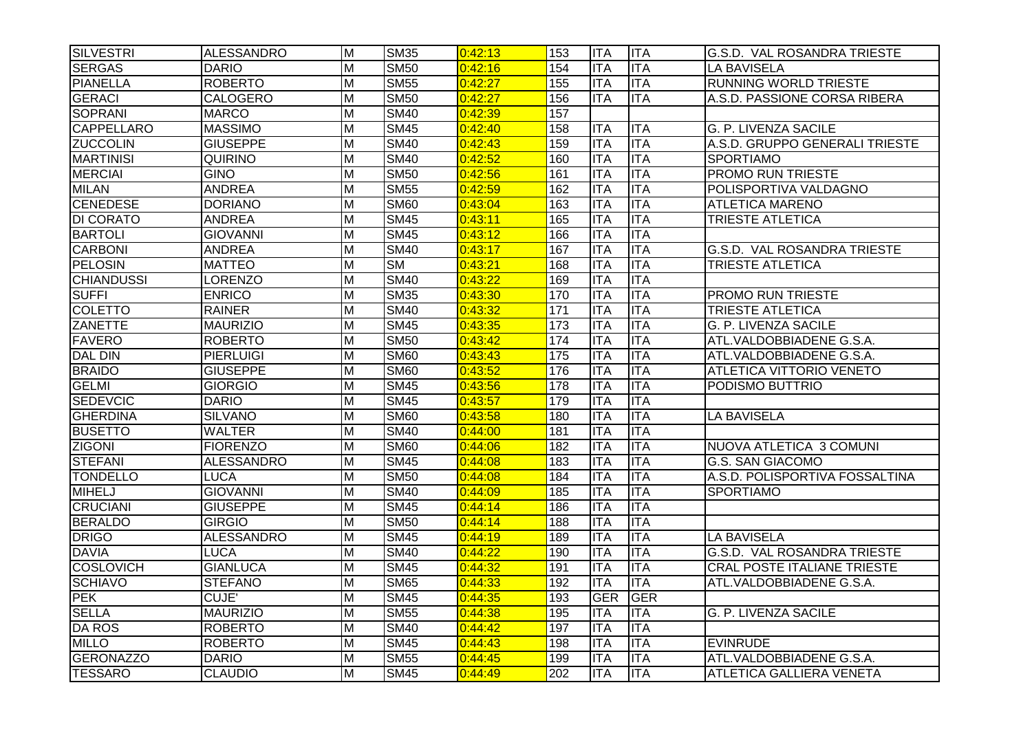| | | | | | | | | |
|---|---|---|---|---|---|---|---|---|
| SILVESTRI | ALESSANDRO | M | SM35 | 0:42:13 | 153 | ITA | ITA | G.S.D. VAL ROSANDRA TRIESTE |
| SERGAS | DARIO | M | SM50 | 0:42:16 | 154 | ITA | ITA | LA BAVISELA |
| PIANELLA | ROBERTO | M | SM55 | 0:42:27 | 155 | ITA | ITA | RUNNING WORLD TRIESTE |
| GERACI | CALOGERO | M | SM50 | 0:42:27 | 156 | ITA | ITA | A.S.D. PASSIONE CORSA RIBERA |
| SOPRANI | MARCO | M | SM40 | 0:42:39 | 157 | | | |
| CAPPELLARO | MASSIMO | M | SM45 | 0:42:40 | 158 | ITA | ITA | G. P. LIVENZA SACILE |
| ZUCCOLIN | GIUSEPPE | M | SM40 | 0:42:43 | 159 | ITA | ITA | A.S.D. GRUPPO GENERALI TRIESTE |
| MARTINISI | QUIRINO | M | SM40 | 0:42:52 | 160 | ITA | ITA | SPORTIAMO |
| MERCIAI | GINO | M | SM50 | 0:42:56 | 161 | ITA | ITA | PROMO RUN TRIESTE |
| MILAN | ANDREA | M | SM55 | 0:42:59 | 162 | ITA | ITA | POLISPORTIVA VALDAGNO |
| CENEDESE | DORIANO | M | SM60 | 0:43:04 | 163 | ITA | ITA | ATLETICA MARENO |
| DI CORATO | ANDREA | M | SM45 | 0:43:11 | 165 | ITA | ITA | TRIESTE ATLETICA |
| BARTOLI | GIOVANNI | M | SM45 | 0:43:12 | 166 | ITA | ITA | |
| CARBONI | ANDREA | M | SM40 | 0:43:17 | 167 | ITA | ITA | G.S.D. VAL ROSANDRA TRIESTE |
| PELOSIN | MATTEO | M | SM | 0:43:21 | 168 | ITA | ITA | TRIESTE ATLETICA |
| CHIANDUSSI | LORENZO | M | SM40 | 0:43:22 | 169 | ITA | ITA | |
| SUFFI | ENRICO | M | SM35 | 0:43:30 | 170 | ITA | ITA | PROMO RUN TRIESTE |
| COLETTO | RAINER | M | SM40 | 0:43:32 | 171 | ITA | ITA | TRIESTE ATLETICA |
| ZANETTE | MAURIZIO | M | SM45 | 0:43:35 | 173 | ITA | ITA | G. P. LIVENZA SACILE |
| FAVERO | ROBERTO | M | SM50 | 0:43:42 | 174 | ITA | ITA | ATL.VALDOBBIADENE G.S.A. |
| DAL DIN | PIERLUIGI | M | SM60 | 0:43:43 | 175 | ITA | ITA | ATL.VALDOBBIADENE G.S.A. |
| BRAIDO | GIUSEPPE | M | SM60 | 0:43:52 | 176 | ITA | ITA | ATLETICA VITTORIO VENETO |
| GELMI | GIORGIO | M | SM45 | 0:43:56 | 178 | ITA | ITA | PODISMO BUTTRIO |
| SEDEVCIC | DARIO | M | SM45 | 0:43:57 | 179 | ITA | ITA | |
| GHERDINA | SILVANO | M | SM60 | 0:43:58 | 180 | ITA | ITA | LA BAVISELA |
| BUSETTO | WALTER | M | SM40 | 0:44:00 | 181 | ITA | ITA | |
| ZIGONI | FIORENZO | M | SM60 | 0:44:06 | 182 | ITA | ITA | NUOVA ATLETICA 3 COMUNI |
| STEFANI | ALESSANDRO | M | SM45 | 0:44:08 | 183 | ITA | ITA | G.S. SAN GIACOMO |
| TONDELLO | LUCA | M | SM50 | 0:44:08 | 184 | ITA | ITA | A.S.D. POLISPORTIVA FOSSALTINA |
| MIHELJ | GIOVANNI | M | SM40 | 0:44:09 | 185 | ITA | ITA | SPORTIAMO |
| CRUCIANI | GIUSEPPE | M | SM45 | 0:44:14 | 186 | ITA | ITA | |
| BERALDO | GIRGIO | M | SM50 | 0:44:14 | 188 | ITA | ITA | |
| DRIGO | ALESSANDRO | M | SM45 | 0:44:19 | 189 | ITA | ITA | LA BAVISELA |
| DAVIA | LUCA | M | SM40 | 0:44:22 | 190 | ITA | ITA | G.S.D. VAL ROSANDRA TRIESTE |
| COSLOVICH | GIANLUCA | M | SM45 | 0:44:32 | 191 | ITA | ITA | CRAL POSTE ITALIANE TRIESTE |
| SCHIAVO | STEFANO | M | SM65 | 0:44:33 | 192 | ITA | ITA | ATL.VALDOBBIADENE G.S.A. |
| PEK | CUJE' | M | SM45 | 0:44:35 | 193 | GER | GER | |
| SELLA | MAURIZIO | M | SM55 | 0:44:38 | 195 | ITA | ITA | G. P. LIVENZA SACILE |
| DA ROS | ROBERTO | M | SM40 | 0:44:42 | 197 | ITA | ITA | |
| MILLO | ROBERTO | M | SM45 | 0:44:43 | 198 | ITA | ITA | EVINRUDE |
| GERONAZZO | DARIO | M | SM55 | 0:44:45 | 199 | ITA | ITA | ATL.VALDOBBIADENE G.S.A. |
| TESSARO | CLAUDIO | M | SM45 | 0:44:49 | 202 | ITA | ITA | ATLETICA GALLIERA VENETA |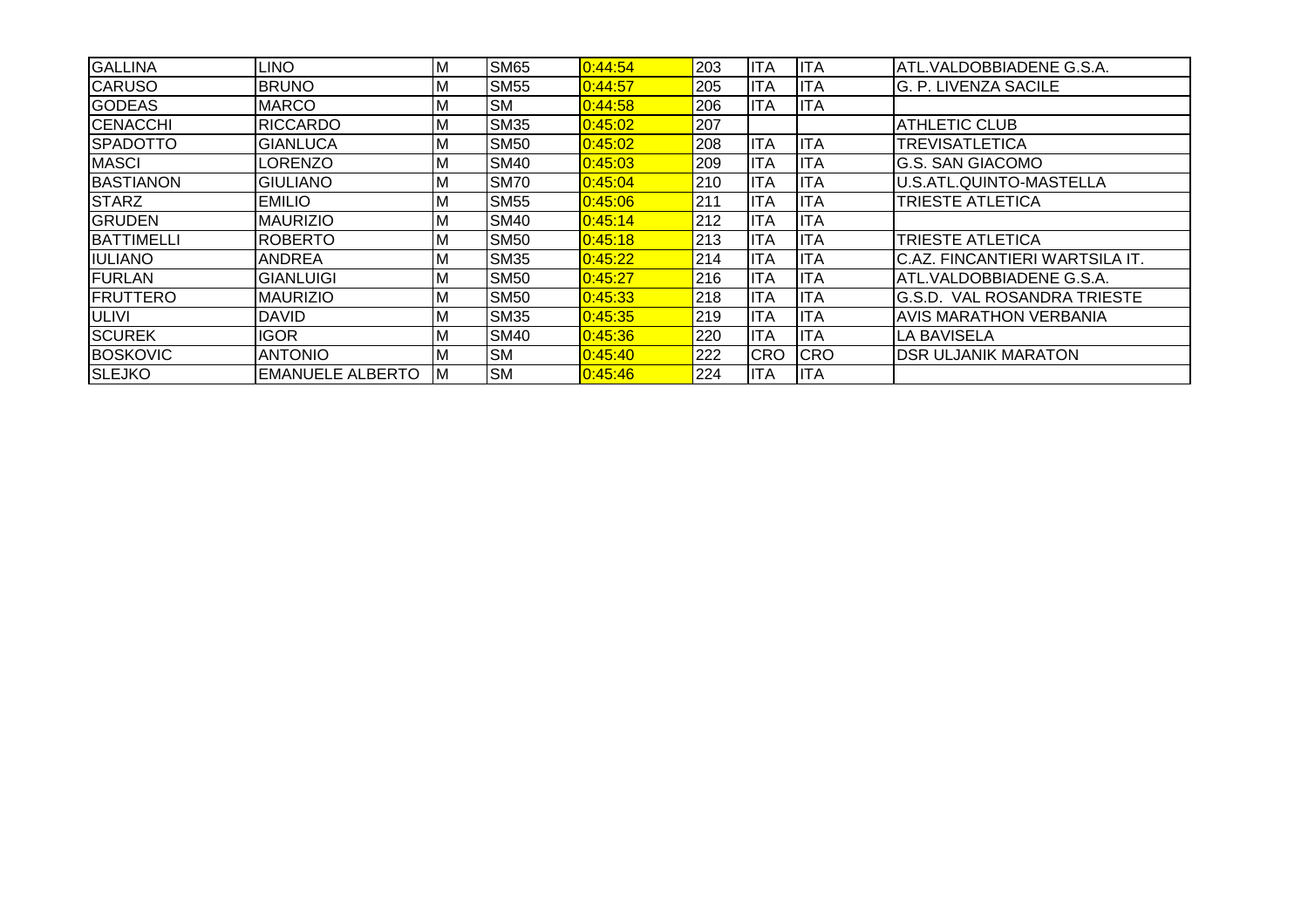| | | | | | | | | |
|---|---|---|---|---|---|---|---|---|
| GALLINA | LINO | M | SM65 | 0:44:54 | 203 | ITA | ITA | ATL.VALDOBBIADENE G.S.A. |
| CARUSO | BRUNO | M | SM55 | 0:44:57 | 205 | ITA | ITA | G. P. LIVENZA SACILE |
| GODEAS | MARCO | M | SM | 0:44:58 | 206 | ITA | ITA | |
| CENACCHI | RICCARDO | M | SM35 | 0:45:02 | 207 | | | ATHLETIC CLUB |
| SPADOTTO | GIANLUCA | M | SM50 | 0:45:02 | 208 | ITA | ITA | TREVISATLETICA |
| MASCI | LORENZO | M | SM40 | 0:45:03 | 209 | ITA | ITA | G.S. SAN GIACOMO |
| BASTIANON | GIULIANO | M | SM70 | 0:45:04 | 210 | ITA | ITA | U.S.ATL.QUINTO-MASTELLA |
| STARZ | EMILIO | M | SM55 | 0:45:06 | 211 | ITA | ITA | TRIESTE ATLETICA |
| GRUDEN | MAURIZIO | M | SM40 | 0:45:14 | 212 | ITA | ITA | |
| BATTIMELLI | ROBERTO | M | SM50 | 0:45:18 | 213 | ITA | ITA | TRIESTE ATLETICA |
| IULIANO | ANDREA | M | SM35 | 0:45:22 | 214 | ITA | ITA | C.AZ. FINCANTIERI WARTSILA IT. |
| FURLAN | GIANLUIGI | M | SM50 | 0:45:27 | 216 | ITA | ITA | ATL.VALDOBBIADENE G.S.A. |
| FRUTTERO | MAURIZIO | M | SM50 | 0:45:33 | 218 | ITA | ITA | G.S.D. VAL ROSANDRA TRIESTE |
| ULIVI | DAVID | M | SM35 | 0:45:35 | 219 | ITA | ITA | AVIS MARATHON VERBANIA |
| SCUREK | IGOR | M | SM40 | 0:45:36 | 220 | ITA | ITA | LA BAVISELA |
| BOSKOVIC | ANTONIO | M | SM | 0:45:40 | 222 | CRO | CRO | DSR ULJANIK MARATON |
| SLEJKO | EMANUELE ALBERTO | M | SM | 0:45:46 | 224 | ITA | ITA | |